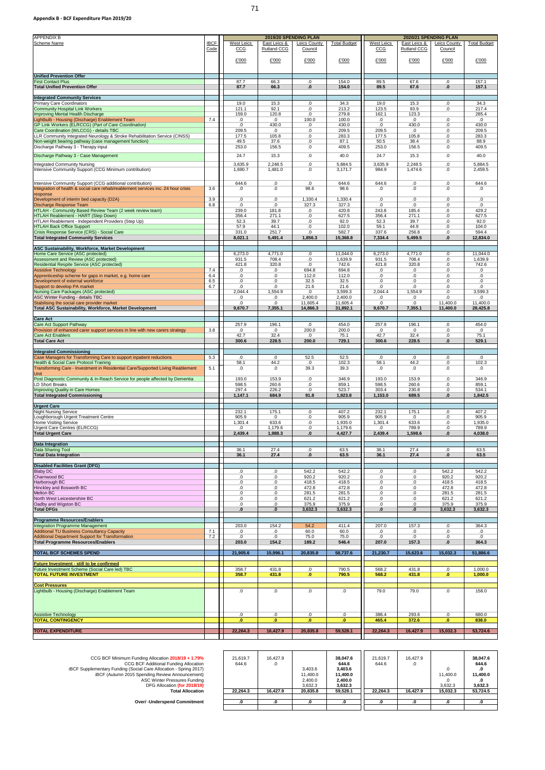**Appendix B - BCF Expenditure Plan 2019/20**

| APPENDIX B | | 2019/20 SPENDING PLAN | | | | 2020/21 SPENDING PLAN | | | |
|---|---|---|---|---|---|---|---|---|---|
| Scheme Name | IBCF Code | West Leics CCG | East Leics & Rutland CCG | Leics County Council | Total Budget | West Leics CCG | East Leics & Rutland CCG | Leics County Council | Total Budget |
| | | £'000 | £'000 | £'000 | £'000 | £'000 | £'000 | £'000 | £'000 |
| **Unified Prevention Offer** | | | | | | | | | |
| First Contact Plus | | 87.7 | 66.3 | .0 | 154.0 | 89.5 | 67.6 | .0 | 157.1 |
| **Total Unified Prevention Offer** | | **87.7** | **66.3** | **.0** | **154.0** | **89.5** | **67.6** | **.0** | **157.1** |
| **Integrated Community Services** | | | | | | | | | |
| Primary Care Coordinators | | 19.0 | 15.3 | .0 | 34.3 | 19.0 | 15.3 | .0 | 34.3 |
| Community Hospital Link Workers | | 121.1 | 92.1 | .0 | 213.2 | 123.5 | 93.9 | .0 | 217.4 |
| Improving Mental Health Discharge | | 159.0 | 120.8 | .0 | 279.8 | 162.1 | 123.3 | | 285.4 |
| Lightbulb - Housing (Discharge) Enablement Team | 7.4 | .0 | .0 | 100.0 | 100.0 | .0 | .0 | .0 | .0 |
| GP Link Workers (ELRCCG) (*Part of Care Coordination)* | | .0 | 430.0 | .0 | 430.0 | .0 | 430.0 | .0 | 430.0 |
| Care Coordination (WLCCG) - details TBC | | 209.5 | .0 | .0 | 209.5 | 209.5 | .0 | .0 | 209.5 |
| LLR Community Integrated Neurology & Stroke Rehabilitation Service (CINSS) | | 177.5 | 105.8 | .0 | 283.3 | 177.5 | 105.8 | .0 | 283.3 |
| Non-weight bearing pathway (case management function) | | 49.5 | 37.6 | .0 | 87.1 | 50.5 | 38.4 | .0 | 88.9 |
| Discharge Pathway 3 - Therapy input | | 253.0 | 156.5 | .0 | 409.5 | 253.0 | 156.5 | .0 | 409.5 |
| Discharge Pathway 3 - Case Management | | 24.7 | 15.3 | .0 | 40.0 | 24.7 | 15.3 | .0 | 40.0 |
| Integrated Community Nursing | | 3,635.9 | 2,248.5 | .0 | 5,884.5 | 3,635.9 | 2,248.5 | .0 | 5,884.5 |
| Intensive Community Support (CCG Minimum contribution) | | 1,690.7 | 1,481.0 | .0 | 3,171.7 | 984.9 | 1,474.6 | .0 | 2,459.5 |
| Intensive Community Support (CCG additional contribution) | | 644.6 | .0 | .0 | 644.6 | 644.6 | .0 | .0 | 644.6 |
| Integration of health & social care rehab/reablement services inc. 24 hour crisis response | 3.6 | .0 | .0 | 98.6 | 98.6 | .0 | .0 | .0 | .0 |
| Development of interim bed capacity (D2A) | 3.9 | .0 | .0 | 1,330.4 | 1,330.4 | .0 | .0 | .0 | .0 |
| Discharge Response Team | 6.8 | .0 | .0 | 327.3 | 327.3 | .0 | .0 | .0 | .0 |
| HTLAH - Community Based Review Team (2 week review team) | | 239.0 | 181.8 | .0 | 420.8 | 243.8 | 185.4 | .0 | 429.2 |
| HTLAH Reablement - HART (Step Down) | | 356.4 | 271.1 | .0 | 627.5 | 356.4 | 271.1 | .0 | 627.5 |
| HTLAH Reablement - Independent Providers (Step Up) | | 52.3 | 39.7 | .0 | 92.0 | 52.3 | 39.7 | .0 | 92.0 |
| HTLAH Back Office Support | | 57.9 | 44.1 | .0 | 102.0 | 59.1 | 44.9 | .0 | 104.0 |
| Crisis Response Service (CRS) - Social Care | | 331.0 | 251.7 | .0 | 582.7 | 337.6 | 256.8 | .0 | 594.4 |
| **Total Integrated Community Services** | | **8,021.1** | **5,491.4** | **1,856.3** | **15,368.8** | **7,334.4** | **5,499.5** | **.0** | **12,834.0** |
| **ASC Sustainability, Workforce, Market Development** | | | | | | | | | |
| Home Care Service (ASC protected) | | 6,273.0 | 4,771.0 | .0 | 11,044.0 | 6,273.0 | 4,771.0 | .0 | 11,044.0 |
| Assessment and Review (ASC protected) | | 931.5 | 708.4 | .0 | 1,639.9 | 931.5 | 708.4 | .0 | 1,639.9 |
| Residential Respite Service (ASC protected) | | 421.8 | 320.8 | .0 | 742.6 | 421.8 | 320.8 | .0 | 742.6 |
| Assistive Technology | 7.4 | .0 | .0 | 694.8 | 694.8 | .0 | .0 | .0 | .0 |
| Apprenticeship scheme for gaps in market, e.g. home care | 6.4 | .0 | .0 | 112.0 | 112.0 | .0 | .0 | .0 | .0 |
| Development of external workforce | 6.5 | .0 | .0 | 32.5 | 32.5 | .0 | .0 | .0 | .0 |
| Support to develop PA market | 6.7 | .0 | .0 | 21.6 | 21.6 | .0 | .0 | .0 | .0 |
| Nursing Care Packages (ASC protected) | | 2,044.4 | 1,554.9 | .0 | 3,599.3 | 2,044.4 | 1,554.9 | .0 | 3,599.3 |
| ASC Winter Funding - details TBC | | .0 | .0 | 2,400.0 | 2,400.0 | .0 | .0 | .0 | .0 |
| Stabilising the social care provider market | | .0 | .0 | 11,605.4 | 11,605.4 | .0 | .0 | 11,400.0 | 11,400.0 |
| **Total ASC Sustainability, Workforce, Market Development** | | **9,670.7** | **7,355.1** | **14,866.3** | **31,892.1** | **9,670.7** | **7,355.1** | **11,400.0** | **28,425.8** |
| **Care Act** | | | | | | | | | |
| Care Act Support Pathway | | 257.9 | 196.1 | .0 | 454.0 | 257.9 | 196.1 | .0 | 454.0 |
| Provision of enhanced carer support services in line with new carers strategy | 3.8 | .0 | .0 | 200.0 | 200.0 | .0 | .0 | .0 | .0 |
| Care Act Enablers | | 42.7 | 32.4 | .0 | 75.1 | 42.7 | 32.4 | .0 | 75.1 |
| **Total Care Act** | | **300.6** | **228.5** | **200.0** | **729.1** | **300.6** | **228.5** | **.0** | **529.1** |
| **Integrated Commissioning** | | | | | | | | | |
| Case Managers for Transforming Care to support inpatient reductions | 5.3 | .0 | .0 | 52.5 | 52.5 | .0 | .0 | .0 | .0 |
| Health & Social Care Protocol Training | | 58.1 | 44.2 | .0 | 102.3 | 58.1 | 44.2 | .0 | 102.3 |
| Transforming Care - Investment in Residential Care/Supported Living Reablement Unit | 5.1 | .0 | .0 | 39.3 | 39.3 | .0 | .0 | .0 | .0 |
| Post Diagnostic Community & In-Reach Service for people affected by Dementia | | 193.0 | 153.9 | .0 | 346.9 | 193.0 | 153.9 | .0 | 346.9 |
| LD Short Breaks | | 598.5 | 260.6 | .0 | 859.1 | 598.5 | 260.6 | .0 | 859.1 |
| Improving Quality in Care Homes | | 297.4 | 226.2 | .0 | 523.7 | 303.4 | 230.8 | .0 | 534.1 |
| **Total Integrated Commissioning** | | **1,147.1** | **684.9** | **91.8** | **1,923.8** | **1,153.0** | **689.5** | **.0** | **1,842.5** |
| **Urgent Care** | | | | | | | | | |
| Night Nursing Service | | 232.1 | 175.1 | .0 | 407.2 | 232.1 | 175.1 | .0 | 407.2 |
| Loughborough Urgent Treatment Centre | | 905.9 | .0 | .0 | 905.9 | 905.9 | .0 | .0 | 905.9 |
| Home Visiting Service | | 1,301.4 | 633.6 | .0 | 1,935.0 | 1,301.4 | 633.6 | .0 | 1,935.0 |
| Urgent Care Centres (ELRCCG) | | .0 | 1,179.6 | .0 | 1,179.6 | .0 | 789.9 | .0 | 789.9 |
| **Total Urgent Care** | | **2,439.4** | **1,988.3** | **.0** | **4,427.7** | **2,439.4** | **1,598.6** | **.0** | **4,038.0** |
| **Data Integration** | | | | | | | | | |
| Data Sharing Tool | | 36.1 | 27.4 | .0 | 63.5 | 36.1 | 27.4 | .0 | 63.5 |
| **Total Data Integration** | | **36.1** | **27.4** | **.0** | **63.5** | **36.1** | **27.4** | **.0** | **63.5** |
| **Disabled Facilities Grant (DFG)** | | | | | | | | | |
| Blaby DC | | .0 | .0 | 542.2 | 542.2 | .0 | .0 | 542.2 | 542.2 |
| Charnwood BC | | .0 | .0 | 920.2 | 920.2 | .0 | .0 | 920.2 | 920.2 |
| Harborough BC | | .0 | .0 | 418.5 | 418.5 | .0 | .0 | 418.5 | 418.5 |
| Hinckley and Bosworth BC | | .0 | .0 | 472.8 | 472.8 | .0 | .0 | 472.8 | 472.8 |
| Melton BC | | .0 | .0 | 281.5 | 281.5 | .0 | .0 | 281.5 | 281.5 |
| North West Leicestershire BC | | .0 | .0 | 621.2 | 621.2 | .0 | .0 | 621.2 | 621.2 |
| Oadby and Wigston BC | | .0 | .0 | 375.9 | 375.9 | .0 | .0 | 375.9 | 375.9 |
| **Total DFGs** | | **.0** | **.0** | **3,632.3** | **3,632.3** | **.0** | **.0** | **3,632.3** | **3,632.3** |
| **Programme Resources/Enablers** | | | | | | | | | |
| Integration Programme Management | | 203.0 | 154.2 | 54.2 | 411.4 | 207.0 | 157.3 | .0 | 364.3 |
| Additional TU Business Consultancy Capacity | 7.1 | .0 | .0 | 60.0 | 60.0 | .0 | .0 | .0 | .0 |
| Additional Department Support for Transformation | 7.2 | .0 | .0 | 75.0 | 75.0 | .0 | .0 | .0 | .0 |
| **Total Programme Resources/Enablers** | | **203.0** | **154.2** | **189.2** | **546.4** | **207.0** | **157.3** | **.0** | **364.3** |
| **TOTAL BCF SCHEMES SPEND** | | **21,905.6** | **15,996.1** | **20,835.8** | **58,737.6** | **21,230.7** | **15,623.6** | **15,032.3** | **51,886.6** |
| **Future Investment - still to be confirmed** | | | | | | | | | |
| Future Investment Scheme (Social Care led) TBC | | 358.7 | 431.8 | .0 | 790.5 | 568.2 | 431.8 | .0 | 1,000.0 |
| **TOTAL FUTURE INVESTMENT** | | **358.7** | **431.8** | **.0** | **790.5** | **568.2** | **431.8** | **.0** | **1,000.0** |
| **Cost Pressures** | | | | | | | | | |
| Lightbulb - Housing (Discharge) Enablement Team | | .0 | .0 | .0 | .0 | 79.0 | 79.0 | .0 | 158.0 |
| Assistive Technology | | .0 | .0 | .0 | .0 | 386.4 | 293.6 | .0 | 680.0 |
| **TOTAL CONTINGENCY** | | **.0** | **.0** | **.0** | **.0** | **465.4** | **372.6** | **.0** | **838.0** |
| **TOTAL EXPENDITURE** | | **22,264.3** | **16,427.9** | **20,835.8** | **59,528.1** | **22,264.3** | **16,427.9** | **15,032.3** | **53,724.6** |

| | West Leics CCG | East Leics & Rutland CCG | Leics County Council | Total Budget | West Leics CCG | East Leics & Rutland CCG | Leics County Council | Total Budget |
|---|---|---|---|---|---|---|---|---|
| CCG BCF Minimum Funding Allocation **2018/19 + 1.79%** | 21,619.7 | 16,427.9 | | **38,047.6** | 21,619.7 | 16,427.9 | | **38,047.6** |
| CCG BCF Additional Funding Allocation | 644.6 | .0 | | **644.6** | 644.6 | .0 | | **644.6** |
| iBCF Supplementary Funding (Social Care Allocation - Spring 2017) | | | 3,403.6 | **3,403.6** | | | .0 | **.0** |
| iBCF (Autumn 2015 Spending Review Announcement) | | | 11,400.0 | **11,400.0** | | | 11,400.0 | **11,400.0** |
| ASC Winter Pressures Funding | | | 2,400.0 | **2,400.0** | | | .0 | **.0** |
| DFG Allocation **(for 2018/19)** | | | 3,632.3 | **3,632.3** | | | 3,632.3 | **3,632.3** |
| **Total Allocation** | **22,264.3** | **16,427.9** | **20,835.8** | **59,528.1** | **22,264.3** | **16,427.9** | **15,032.3** | **53,724.5** |
| **Over/ -Underspend Commitment** | **.0** | **.0** | **.0** | **.0** | **.0** | **.0** | **.0** | **.0** |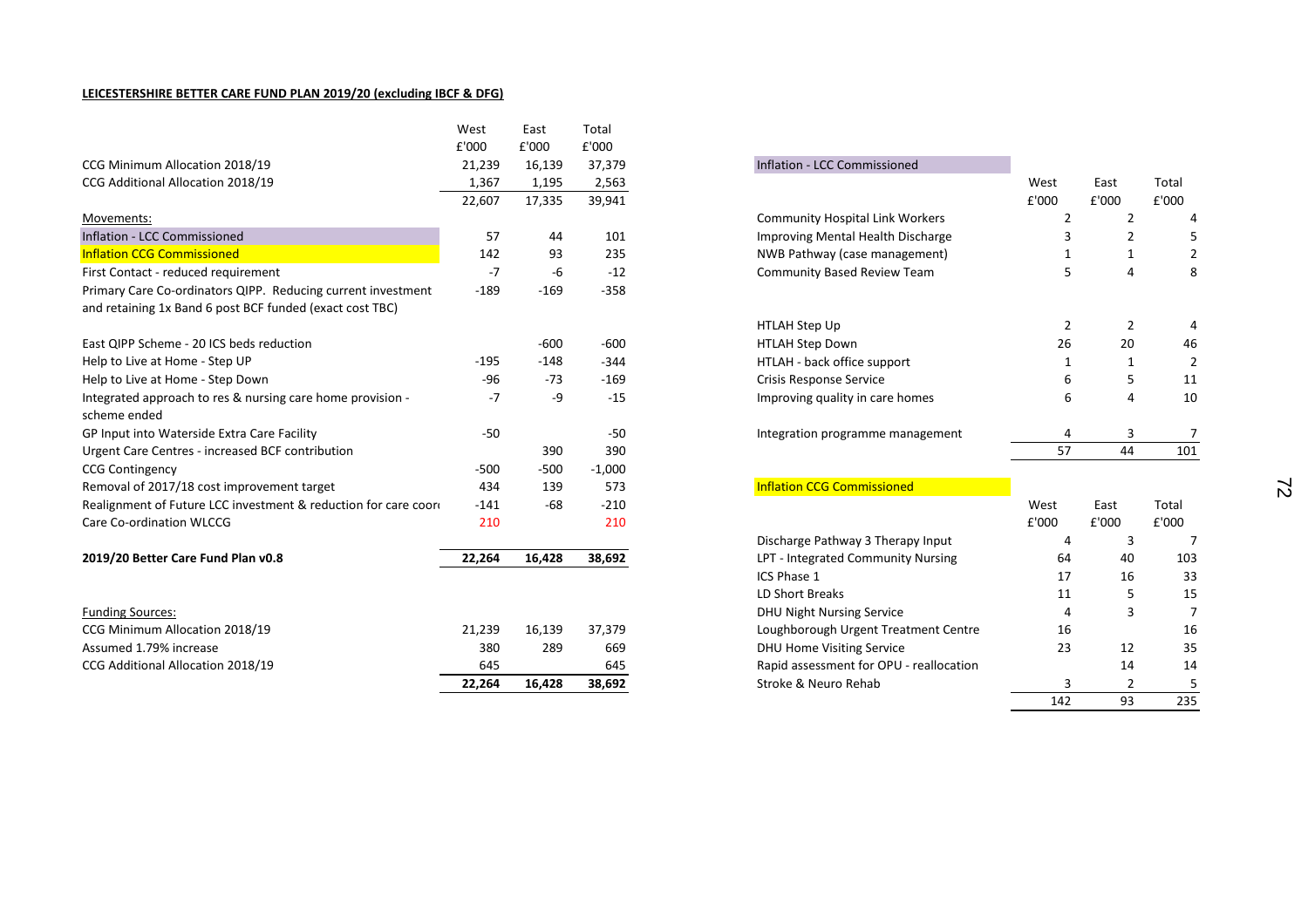**LEICESTERSHIRE BETTER CARE FUND PLAN 2019/20 (excluding IBCF & DFG)**

| | West £'000 | East £'000 | Total £'000 |
|---|---|---|---|
| CCG Minimum Allocation 2018/19 | 21,239 | 16,139 | 37,379 |
| CCG Additional Allocation 2018/19 | 1,367 | 1,195 | 2,563 |
| | 22,607 | 17,335 | 39,941 |
| Movements: | | | |
| Inflation - LCC Commissioned | 57 | 44 | 101 |
| Inflation CCG Commissioned | 142 | 93 | 235 |
| First Contact - reduced requirement | -7 | -6 | -12 |
| Primary Care Co-ordinators QIPP. Reducing current investment and retaining 1x Band 6 post BCF funded (exact cost TBC) | -189 | -169 | -358 |
| East QIPP Scheme - 20 ICS beds reduction | | -600 | -600 |
| Help to Live at Home - Step UP | -195 | -148 | -344 |
| Help to Live at Home - Step Down | -96 | -73 | -169 |
| Integrated approach to res & nursing care home provision - scheme ended | -7 | -9 | -15 |
| GP Input into Waterside Extra Care Facility | -50 | | -50 |
| Urgent Care Centres - increased BCF contribution | | 390 | 390 |
| CCG Contingency | -500 | -500 | -1,000 |
| Removal of 2017/18 cost improvement target | 434 | 139 | 573 |
| Realignment of Future LCC investment & reduction for care coord | -141 | -68 | -210 |
| Care Co-ordination WLCCG | 210 | | 210 |
| **2019/20 Better Care Fund Plan v0.8** | **22,264** | **16,428** | **38,692** |
| Funding Sources: | | | |
| CCG Minimum Allocation 2018/19 | 21,239 | 16,139 | 37,379 |
| Assumed 1.79% increase | 380 | 289 | 669 |
| CCG Additional Allocation 2018/19 | 645 | | 645 |
| | 22,264 | 16,428 | 38,692 |

| Inflation - LCC Commissioned | West £'000 | East £'000 | Total £'000 |
|---|---|---|---|
| Community Hospital Link Workers | 2 | 2 | 4 |
| Improving Mental Health Discharge | 3 | 2 | 5 |
| NWB Pathway (case management) | 1 | 1 | 2 |
| Community Based Review Team | 5 | 4 | 8 |
| HTLAH Step Up | 2 | 2 | 4 |
| HTLAH Step Down | 26 | 20 | 46 |
| HTLAH - back office support | 1 | 1 | 2 |
| Crisis Response Service | 6 | 5 | 11 |
| Improving quality in care homes | 6 | 4 | 10 |
| Integration programme management | 4 | 3 | 7 |
| | 57 | 44 | 101 |

| Inflation CCG Commissioned | West £'000 | East £'000 | Total £'000 |
|---|---|---|---|
| Discharge Pathway 3 Therapy Input | 4 | 3 | 7 |
| LPT - Integrated Community Nursing | 64 | 40 | 103 |
| ICS Phase 1 | 17 | 16 | 33 |
| LD Short Breaks | 11 | 5 | 15 |
| DHU Night Nursing Service | 4 | 3 | 7 |
| Loughborough Urgent Treatment Centre | 16 | | 16 |
| DHU Home Visiting Service | 23 | 12 | 35 |
| Rapid assessment for OPU - reallocation | | 14 | 14 |
| Stroke & Neuro Rehab | 3 | 2 | 5 |
| | 142 | 93 | 235 |